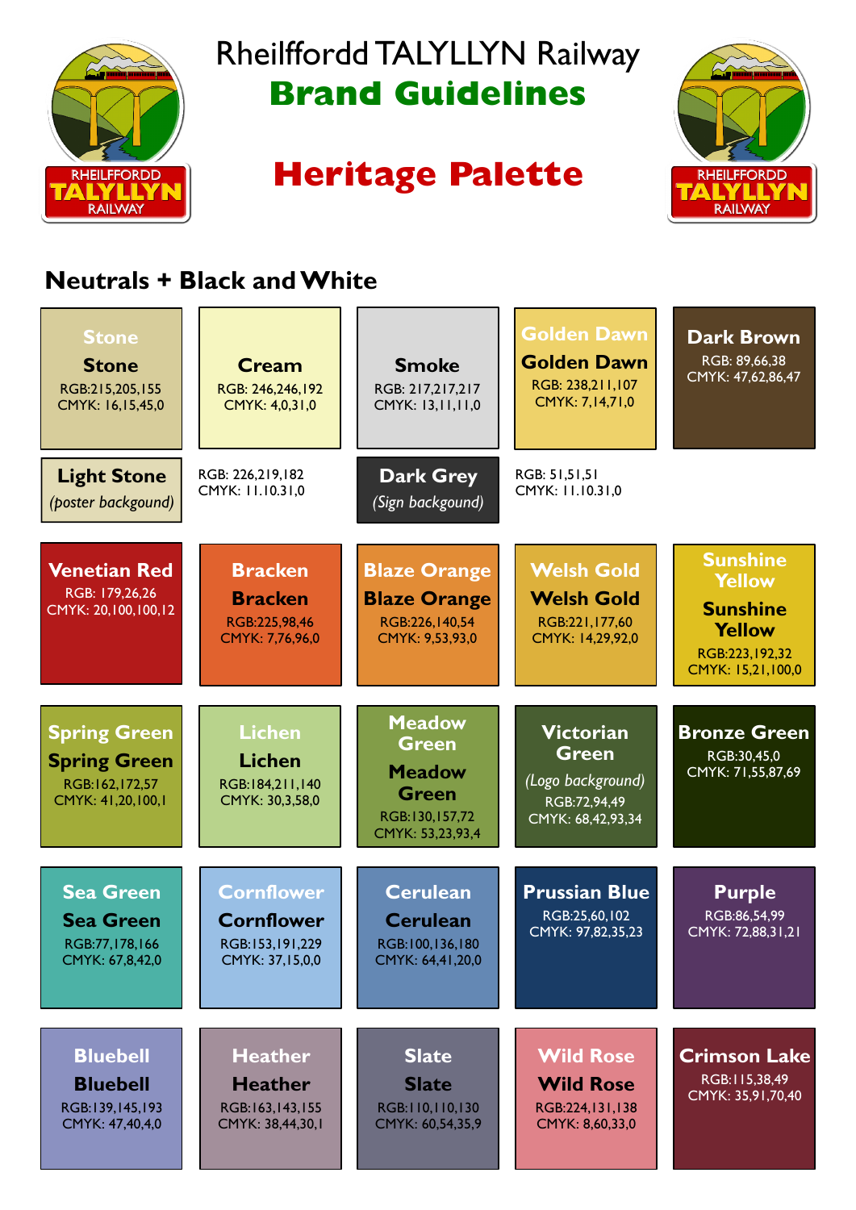# Rheilffordd TALYLLYN Railway

## Brand Guidelines

## Heritage Palette

### Neutrals + Black and White

| Colour | RGB | CMYK | Notes |
|---|---|---|---|
| Stone | 215,205,155 | 16,15,45,0 | |
| Cream | 246,246,192 | 4,0,31,0 | |
| Smoke | 217,217,217 | 13,11,11,0 | |
| Golden Dawn | 238,211,107 | 7,14,71,0 | |
| Dark Brown | 89,66,38 | 47,62,86,47 | |
| Light Stone | 226,219,182 | 11.10.31,0 | *(poster backgound)* |
| Dark Grey | 51,51,51 | 11.10.31,0 | *(Sign backgound)* |

| Colour | RGB | CMYK | Notes |
|---|---|---|---|
| Venetian Red | 179,26,26 | 20,100,100,12 | |
| Bracken | 225,98,46 | 7,76,96,0 | |
| Blaze Orange | 226,140,54 | 9,53,93,0 | |
| Welsh Gold | 221,177,60 | 14,29,92,0 | |
| Sunshine Yellow | 223,192,32 | 15,21,100,0 | |
| Spring Green | 162,172,57 | 41,20,100,1 | |
| Lichen | 184,211,140 | 30,3,58,0 | |
| Meadow Green | 130,157,72 | 53,23,93,4 | |
| Victorian Green | 72,94,49 | 68,42,93,34 | *(Logo background)* |
| Bronze Green | 30,45,0 | 71,55,87,69 | |
| Sea Green | 77,178,166 | 67,8,42,0 | |
| Cornflower | 153,191,229 | 37,15,0,0 | |
| Cerulean | 100,136,180 | 64,41,20,0 | |
| Prussian Blue | 25,60,102 | 97,82,35,23 | |
| Purple | 86,54,99 | 72,88,31,21 | |
| Bluebell | 139,145,193 | 47,40,4,0 | |
| Heather | 163,143,155 | 38,44,30,1 | |
| Slate | 110,110,130 | 60,54,35,9 | |
| Wild Rose | 224,131,138 | 8,60,33,0 | |
| Crimson Lake | 115,38,49 | 35,91,70,40 | |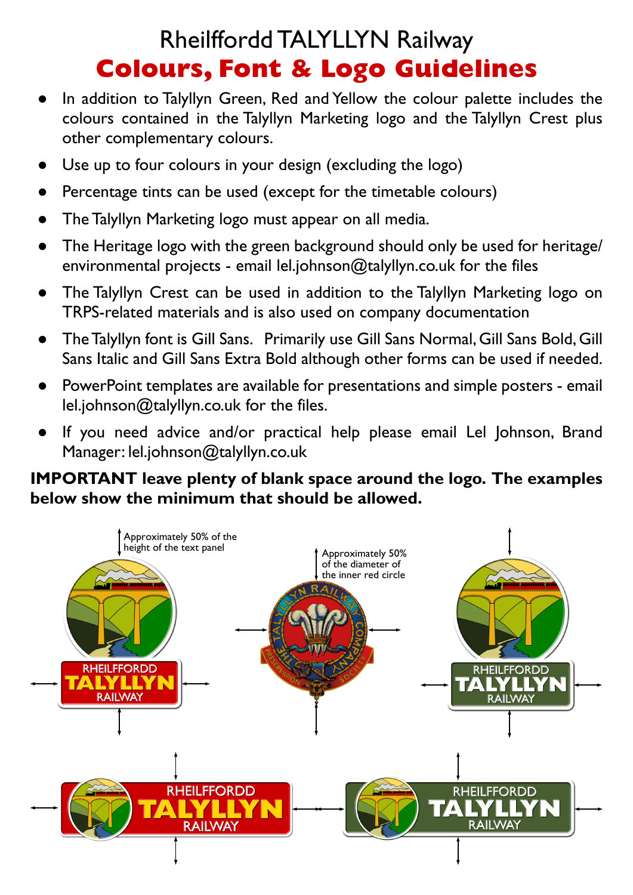# Rheilffordd TALYLLYN Railway

## Colours, Font & Logo Guidelines

- In addition to Talyllyn Green, Red and Yellow the colour palette includes the colours contained in the Talyllyn Marketing logo and the Talyllyn Crest plus other complementary colours.
- Use up to four colours in your design (excluding the logo)
- Percentage tints can be used (except for the timetable colours)
- The Talyllyn Marketing logo must appear on all media.
- The Heritage logo with the green background should only be used for heritage/ environmental projects - email lel.johnson@talyllyn.co.uk for the files
- The Talyllyn Crest can be used in addition to the Talyllyn Marketing logo on TRPS-related materials and is also used on company documentation
- The Talyllyn font is Gill Sans. Primarily use Gill Sans Normal, Gill Sans Bold, Gill Sans Italic and Gill Sans Extra Bold although other forms can be used if needed.
- PowerPoint templates are available for presentations and simple posters - email lel.johnson@talyllyn.co.uk for the files.
- If you need advice and/or practical help please email Lel Johnson, Brand Manager: lel.johnson@talyllyn.co.uk

**IMPORTANT leave plenty of blank space around the logo. The examples below show the minimum that should be allowed.**

Approximately 50% of the height of the text panel

Approximately 50% of the diameter of the inner red circle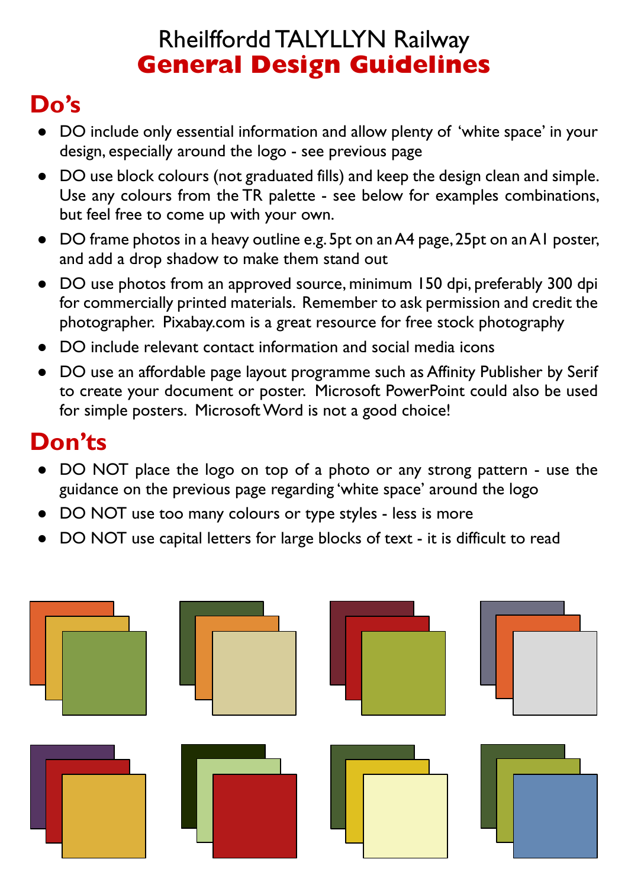# Rheilffordd TALYLLYN Railway
# General Design Guidelines

## Do's

- DO include only essential information and allow plenty of 'white space' in your design, especially around the logo - see previous page
- DO use block colours (not graduated fills) and keep the design clean and simple. Use any colours from the TR palette - see below for examples combinations, but feel free to come up with your own.
- DO frame photos in a heavy outline e.g. 5pt on an A4 page, 25pt on an A1 poster, and add a drop shadow to make them stand out
- DO use photos from an approved source, minimum 150 dpi, preferably 300 dpi for commercially printed materials. Remember to ask permission and credit the photographer. Pixabay.com is a great resource for free stock photography
- DO include relevant contact information and social media icons
- DO use an affordable page layout programme such as Affinity Publisher by Serif to create your document or poster. Microsoft PowerPoint could also be used for simple posters. Microsoft Word is not a good choice!

## Don'ts

- DO NOT place the logo on top of a photo or any strong pattern - use the guidance on the previous page regarding 'white space' around the logo
- DO NOT use too many colours or type styles - less is more
- DO NOT use capital letters for large blocks of text - it is difficult to read